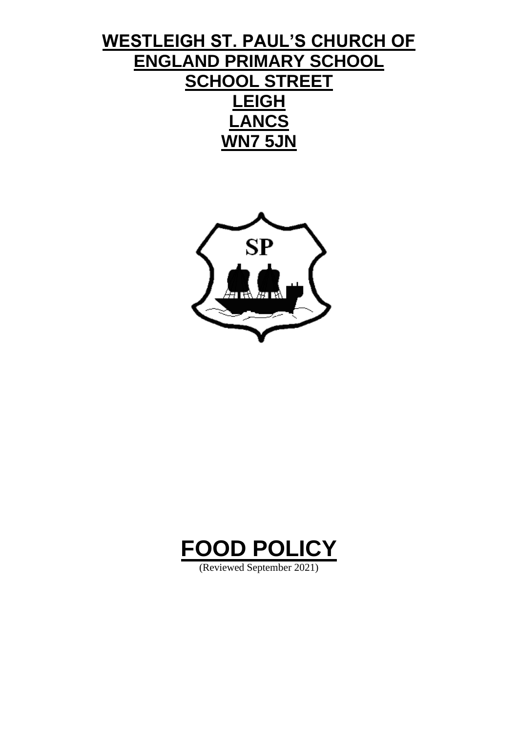**WESTLEIGH ST. PAUL'S CHURCH OF ENGLAND PRIMARY SCHOOL**
**SCHOOL STREET**
**LEIGH**
**LANCS**
**WN7 5JN**

# FOOD POLICY

(Reviewed September 2021)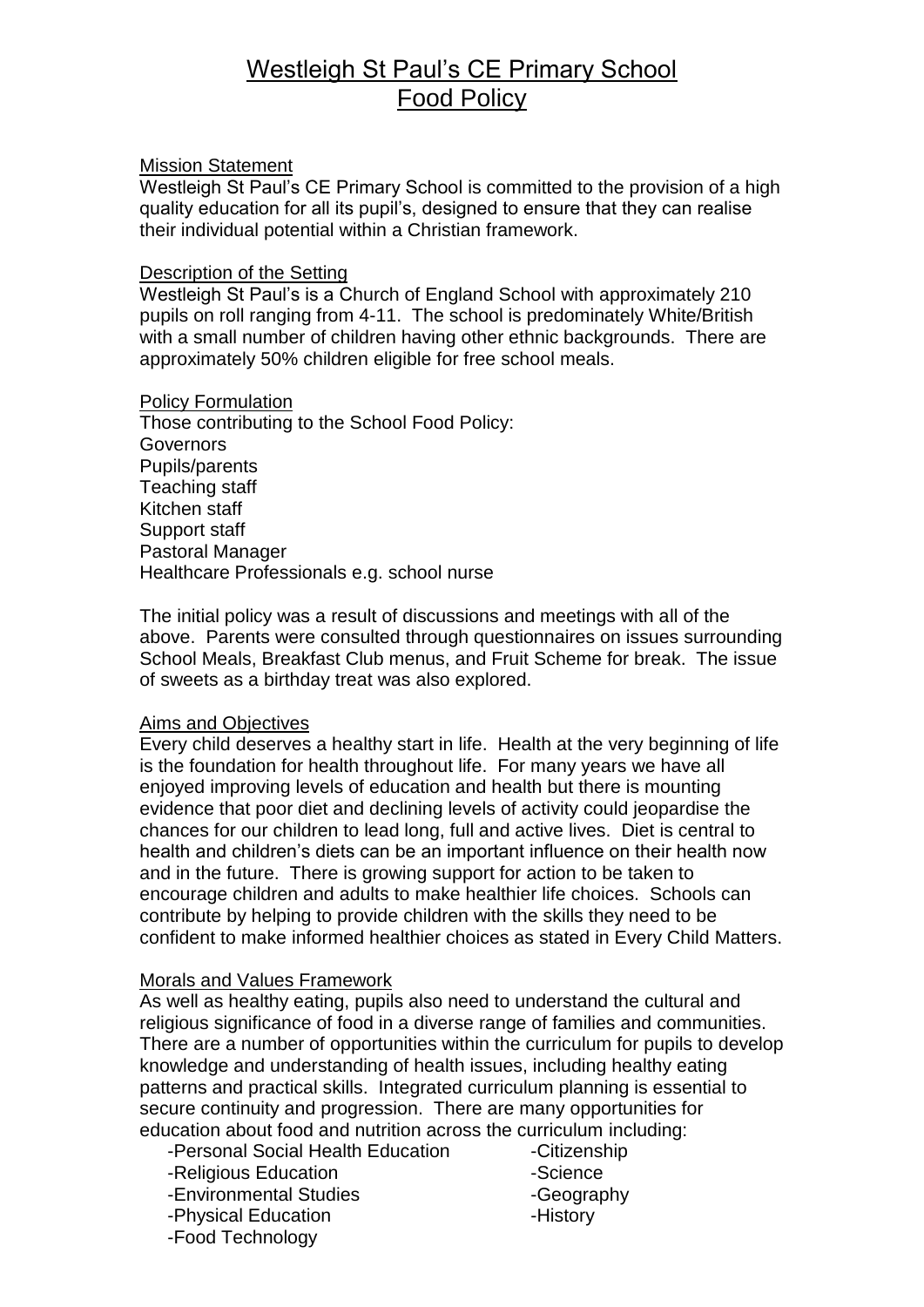# Westleigh St Paul's CE Primary School
# Food Policy

## Mission Statement

Westleigh St Paul's CE Primary School is committed to the provision of a high quality education for all its pupil's, designed to ensure that they can realise their individual potential within a Christian framework.

## Description of the Setting

Westleigh St Paul's is a Church of England School with approximately 210 pupils on roll ranging from 4-11. The school is predominately White/British with a small number of children having other ethnic backgrounds. There are approximately 50% children eligible for free school meals.

## Policy Formulation

Those contributing to the School Food Policy:
Governors
Pupils/parents
Teaching staff
Kitchen staff
Support staff
Pastoral Manager
Healthcare Professionals e.g. school nurse

The initial policy was a result of discussions and meetings with all of the above. Parents were consulted through questionnaires on issues surrounding School Meals, Breakfast Club menus, and Fruit Scheme for break. The issue of sweets as a birthday treat was also explored.

## Aims and Objectives

Every child deserves a healthy start in life. Health at the very beginning of life is the foundation for health throughout life. For many years we have all enjoyed improving levels of education and health but there is mounting evidence that poor diet and declining levels of activity could jeopardise the chances for our children to lead long, full and active lives. Diet is central to health and children's diets can be an important influence on their health now and in the future. There is growing support for action to be taken to encourage children and adults to make healthier life choices. Schools can contribute by helping to provide children with the skills they need to be confident to make informed healthier choices as stated in Every Child Matters.

## Morals and Values Framework

As well as healthy eating, pupils also need to understand the cultural and religious significance of food in a diverse range of families and communities. There are a number of opportunities within the curriculum for pupils to develop knowledge and understanding of health issues, including healthy eating patterns and practical skills. Integrated curriculum planning is essential to secure continuity and progression. There are many opportunities for education about food and nutrition across the curriculum including:

- Personal Social Health Education
- Religious Education
- Environmental Studies
- Physical Education
- Food Technology
- Citizenship
- Science
- Geography
- History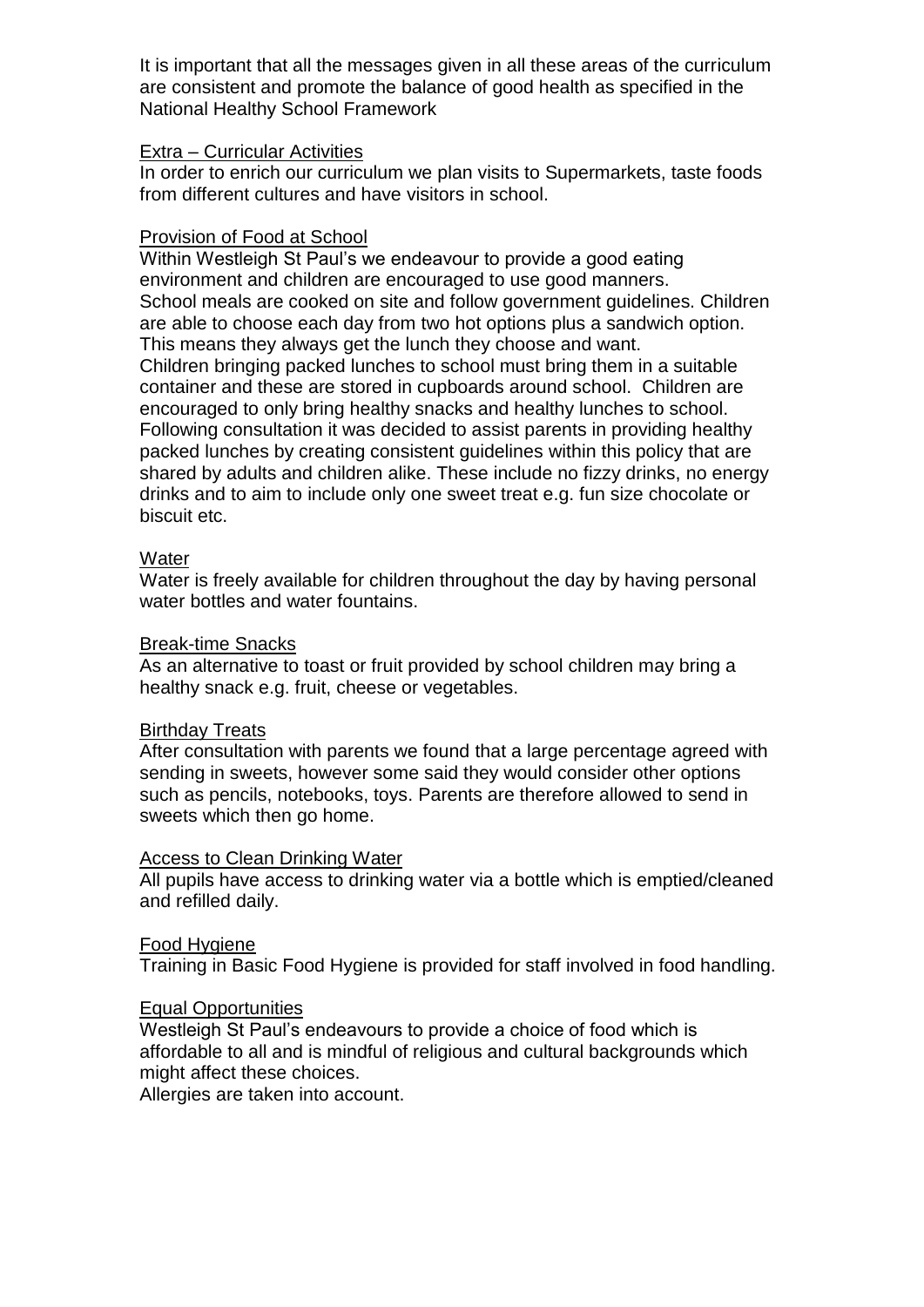It is important that all the messages given in all these areas of the curriculum are consistent and promote the balance of good health as specified in the National Healthy School Framework

## Extra – Curricular Activities

In order to enrich our curriculum we plan visits to Supermarkets, taste foods from different cultures and have visitors in school.

## Provision of Food at School

Within Westleigh St Paul's we endeavour to provide a good eating environment and children are encouraged to use good manners.
School meals are cooked on site and follow government guidelines. Children are able to choose each day from two hot options plus a sandwich option. This means they always get the lunch they choose and want.
Children bringing packed lunches to school must bring them in a suitable container and these are stored in cupboards around school. Children are encouraged to only bring healthy snacks and healthy lunches to school. Following consultation it was decided to assist parents in providing healthy packed lunches by creating consistent guidelines within this policy that are shared by adults and children alike. These include no fizzy drinks, no energy drinks and to aim to include only one sweet treat e.g. fun size chocolate or biscuit etc.

## Water

Water is freely available for children throughout the day by having personal water bottles and water fountains.

## Break-time Snacks

As an alternative to toast or fruit provided by school children may bring a healthy snack e.g. fruit, cheese or vegetables.

## Birthday Treats

After consultation with parents we found that a large percentage agreed with sending in sweets, however some said they would consider other options such as pencils, notebooks, toys. Parents are therefore allowed to send in sweets which then go home.

## Access to Clean Drinking Water

All pupils have access to drinking water via a bottle which is emptied/cleaned and refilled daily.

## Food Hygiene

Training in Basic Food Hygiene is provided for staff involved in food handling.

## Equal Opportunities

Westleigh St Paul's endeavours to provide a choice of food which is affordable to all and is mindful of religious and cultural backgrounds which might affect these choices.
Allergies are taken into account.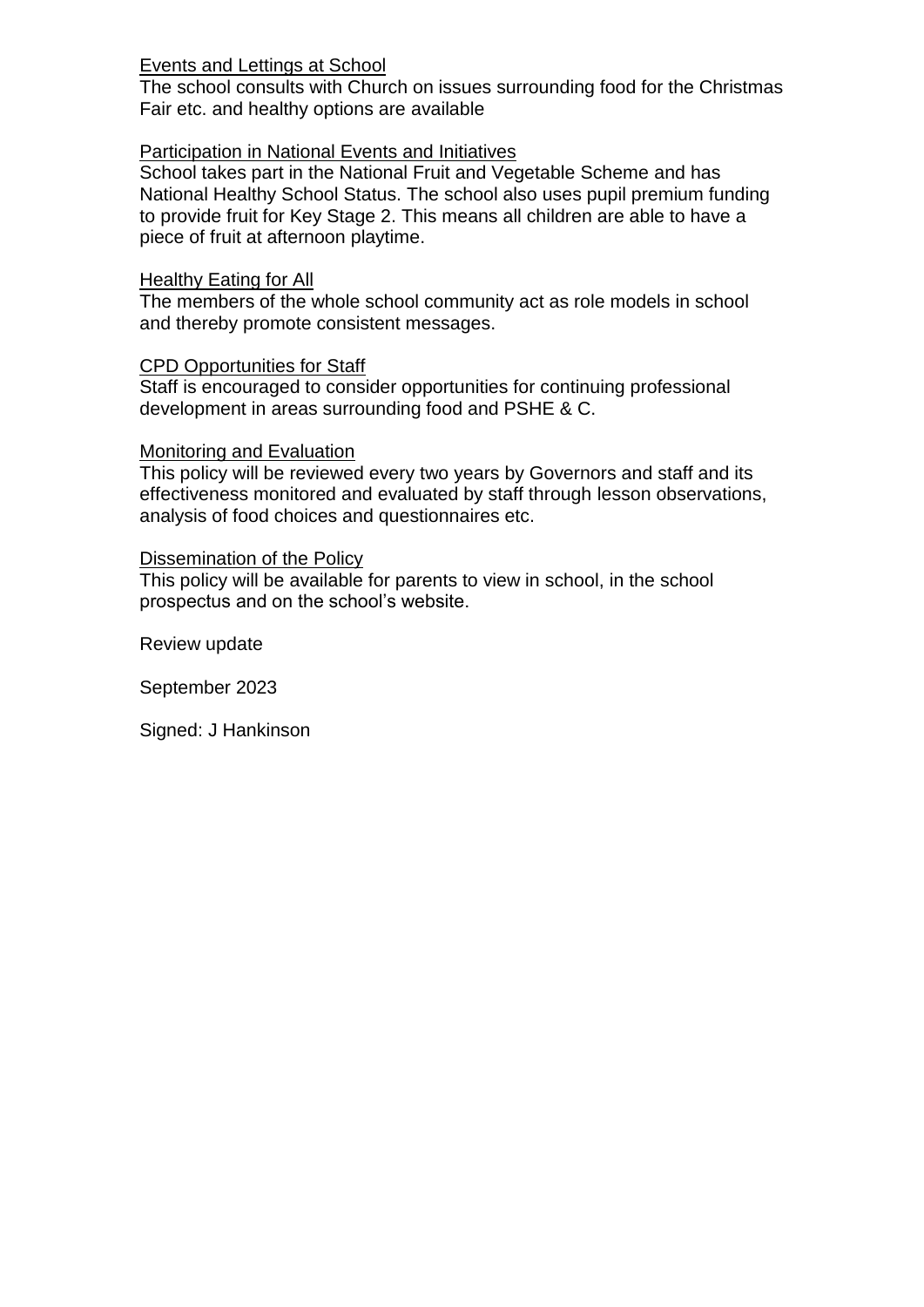<u>Events and Lettings at School</u>
The school consults with Church on issues surrounding food for the Christmas Fair etc. and healthy options are available

<u>Participation in National Events and Initiatives</u>
School takes part in the National Fruit and Vegetable Scheme and has National Healthy School Status. The school also uses pupil premium funding to provide fruit for Key Stage 2. This means all children are able to have a piece of fruit at afternoon playtime.

<u>Healthy Eating for All</u>
The members of the whole school community act as role models in school and thereby promote consistent messages.

<u>CPD Opportunities for Staff</u>
Staff is encouraged to consider opportunities for continuing professional development in areas surrounding food and PSHE & C.

<u>Monitoring and Evaluation</u>
This policy will be reviewed every two years by Governors and staff and its effectiveness monitored and evaluated by staff through lesson observations, analysis of food choices and questionnaires etc.

<u>Dissemination of the Policy</u>
This policy will be available for parents to view in school, in the school prospectus and on the school's website.

Review update

September 2023

Signed: J Hankinson